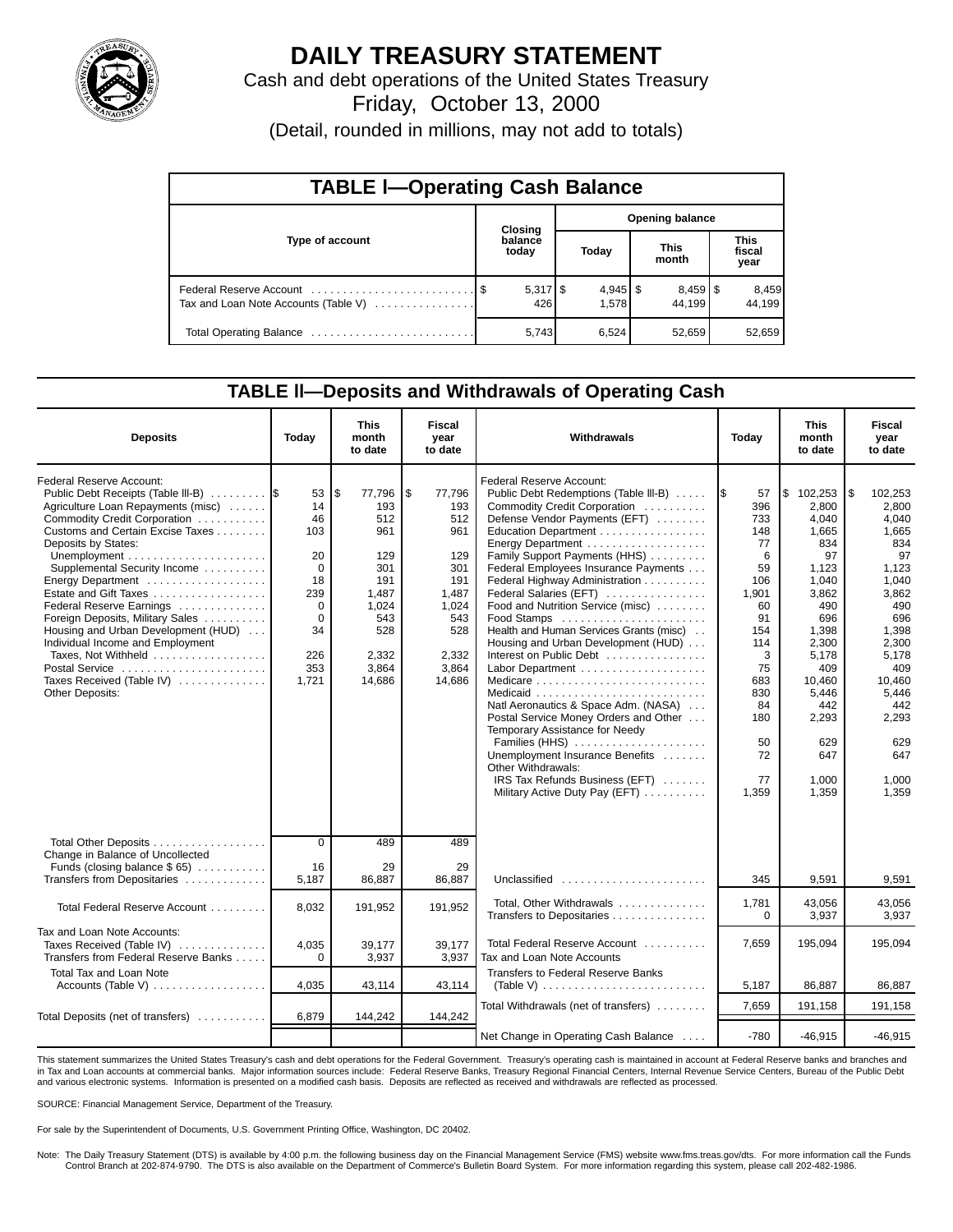# DAILY TREASURY STATEMENT

Cash and debt operations of the United States Treasury

Friday, October 13, 2000

(Detail, rounded in millions, may not add to totals)

## TABLE I—Operating Cash Balance

| Type of account | Closing balance today | Opening balance Today | Opening balance This month | Opening balance This fiscal year |
|---|---|---|---|---|
| Federal Reserve Account | $ 5,317 | $ 4,945 | $ 8,459 | $ 8,459 |
| Tax and Loan Note Accounts (Table V) | 426 | 1,578 | 44,199 | 44,199 |
| Total Operating Balance | 5,743 | 6,524 | 52,659 | 52,659 |

## TABLE II—Deposits and Withdrawals of Operating Cash

| Deposits | Today | This month to date | Fiscal year to date |
|---|---|---|---|
| Federal Reserve Account: | | | |
| Public Debt Receipts (Table III-B) | $ 53 | $ 77,796 | $ 77,796 |
| Agriculture Loan Repayments (misc) | 14 | 193 | 193 |
| Commodity Credit Corporation | 46 | 512 | 512 |
| Customs and Certain Excise Taxes | 103 | 961 | 961 |
| Deposits by States: | | | |
| Unemployment | 20 | 129 | 129 |
| Supplemental Security Income | 0 | 301 | 301 |
| Energy Department | 18 | 191 | 191 |
| Estate and Gift Taxes | 239 | 1,487 | 1,487 |
| Federal Reserve Earnings | 0 | 1,024 | 1,024 |
| Foreign Deposits, Military Sales | 0 | 543 | 543 |
| Housing and Urban Development (HUD) | 34 | 528 | 528 |
| Individual Income and Employment Taxes, Not Withheld | 226 | 2,332 | 2,332 |
| Postal Service | 353 | 3,864 | 3,864 |
| Taxes Received (Table IV) | 1,721 | 14,686 | 14,686 |
| Other Deposits: | | | |
| Total Other Deposits | 0 | 489 | 489 |
| Change in Balance of Uncollected Funds (closing balance $ 65) | 16 | 29 | 29 |
| Transfers from Depositaries | 5,187 | 86,887 | 86,887 |
| Total Federal Reserve Account | 8,032 | 191,952 | 191,952 |
| Tax and Loan Note Accounts: | | | |
| Taxes Received (Table IV) | 4,035 | 39,177 | 39,177 |
| Transfers from Federal Reserve Banks | 0 | 3,937 | 3,937 |
| Total Tax and Loan Note Accounts (Table V) | 4,035 | 43,114 | 43,114 |
| Total Deposits (net of transfers) | 6,879 | 144,242 | 144,242 |

| Withdrawals | Today | This month to date | Fiscal year to date |
|---|---|---|---|
| Federal Reserve Account: | | | |
| Public Debt Redemptions (Table III-B) | $ 57 | $ 102,253 | $ 102,253 |
| Commodity Credit Corporation | 396 | 2,800 | 2,800 |
| Defense Vendor Payments (EFT) | 733 | 4,040 | 4,040 |
| Education Department | 148 | 1,665 | 1,665 |
| Energy Department | 77 | 834 | 834 |
| Family Support Payments (HHS) | 6 | 97 | 97 |
| Federal Employees Insurance Payments | 59 | 1,123 | 1,123 |
| Federal Highway Administration | 106 | 1,040 | 1,040 |
| Federal Salaries (EFT) | 1,901 | 3,862 | 3,862 |
| Food and Nutrition Service (misc) | 60 | 490 | 490 |
| Food Stamps | 91 | 696 | 696 |
| Health and Human Services Grants (misc) | 154 | 1,398 | 1,398 |
| Housing and Urban Development (HUD) | 114 | 2,300 | 2,300 |
| Interest on Public Debt | 3 | 5,178 | 5,178 |
| Labor Department | 75 | 409 | 409 |
| Medicare | 683 | 10,460 | 10,460 |
| Medicaid | 830 | 5,446 | 5,446 |
| Natl Aeronautics & Space Adm. (NASA) | 84 | 442 | 442 |
| Postal Service Money Orders and Other | 180 | 2,293 | 2,293 |
| Temporary Assistance for Needy Families (HHS) | 50 | 629 | 629 |
| Unemployment Insurance Benefits | 72 | 647 | 647 |
| Other Withdrawals: | | | |
| IRS Tax Refunds Business (EFT) | 77 | 1,000 | 1,000 |
| Military Active Duty Pay (EFT) | 1,359 | 1,359 | 1,359 |
| Unclassified | 345 | 9,591 | 9,591 |
| Total, Other Withdrawals | 1,781 | 43,056 | 43,056 |
| Transfers to Depositaries | 0 | 3,937 | 3,937 |
| Total Federal Reserve Account | 7,659 | 195,094 | 195,094 |
| Tax and Loan Note Accounts | | | |
| Transfers to Federal Reserve Banks (Table V) | 5,187 | 86,887 | 86,887 |
| Total Withdrawals (net of transfers) | 7,659 | 191,158 | 191,158 |
| Net Change in Operating Cash Balance | -780 | -46,915 | -46,915 |

This statement summarizes the United States Treasury's cash and debt operations for the Federal Government. Treasury's operating cash is maintained in account at Federal Reserve banks and branches and in Tax and Loan accounts at commercial banks. Major information sources include: Federal Reserve Banks, Treasury Regional Financial Centers, Internal Revenue Service Centers, Bureau of the Public Debt and various electronic systems. Information is presented on a modified cash basis. Deposits are reflected as received and withdrawals are reflected as processed.

SOURCE: Financial Management Service, Department of the Treasury.

For sale by the Superintendent of Documents, U.S. Government Printing Office, Washington, DC 20402.

Note: The Daily Treasury Statement (DTS) is available by 4:00 p.m. the following business day on the Financial Management Service (FMS) website www.fms.treas.gov/dts. For more information call the Funds Control Branch at 202-874-9790. The DTS is also available on the Department of Commerce's Bulletin Board System. For more information regarding this system, please call 202-482-1986.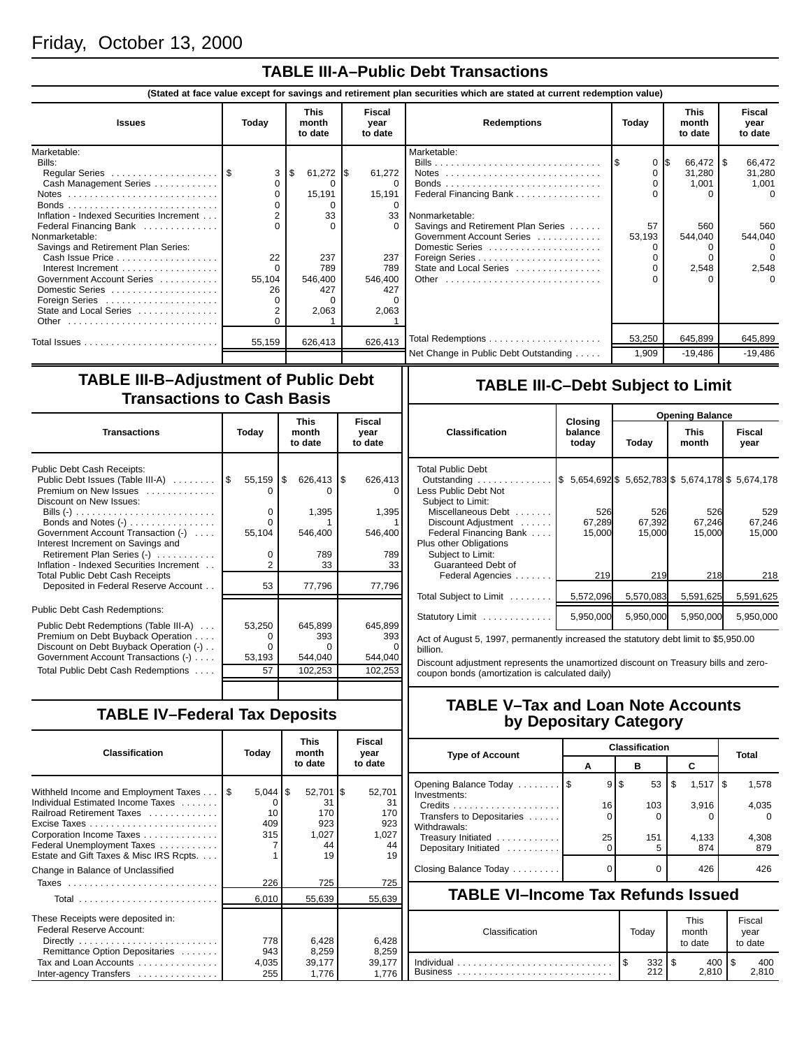Friday, October 13, 2000

## TABLE III-A–Public Debt Transactions

(Stated at face value except for savings and retirement plan securities which are stated at current redemption value)

| Issues | Today | This month to date | Fiscal year to date |
|---|---|---|---|
| Marketable: | | | |
| Bills: | | | |
| Regular Series | $ 3 | $ 61,272 | $ 61,272 |
| Cash Management Series | 0 | 0 | 0 |
| Notes | 0 | 15,191 | 15,191 |
| Bonds | 0 | 0 | 0 |
| Inflation - Indexed Securities Increment | 2 | 33 | 33 |
| Federal Financing Bank | 0 | 0 | 0 |
| Nonmarketable: | | | |
| Savings and Retirement Plan Series: | | | |
| Cash Issue Price | 22 | 237 | 237 |
| Interest Increment | 0 | 789 | 789 |
| Government Account Series | 55,104 | 546,400 | 546,400 |
| Domestic Series | 26 | 427 | 427 |
| Foreign Series | 0 | 0 | 0 |
| State and Local Series | 2 | 2,063 | 2,063 |
| Other | 0 | 1 | 1 |
| Total Issues | 55,159 | 626,413 | 626,413 |

| Redemptions | Today | This month to date | Fiscal year to date |
|---|---|---|---|
| Marketable: | | | |
| Bills | $ 0 | $ 66,472 | $ 66,472 |
| Notes | 0 | 31,280 | 31,280 |
| Bonds | 0 | 1,001 | 1,001 |
| Federal Financing Bank | 0 | 0 | 0 |
| Nonmarketable: | | | |
| Savings and Retirement Plan Series | 57 | 560 | 560 |
| Government Account Series | 53,193 | 544,040 | 544,040 |
| Domestic Series | 0 | 0 | 0 |
| Foreign Series | 0 | 0 | 0 |
| State and Local Series | 0 | 2,548 | 2,548 |
| Other | 0 | 0 | 0 |
| Total Redemptions | 53,250 | 645,899 | 645,899 |
| Net Change in Public Debt Outstanding | 1,909 | -19,486 | -19,486 |

## TABLE III-B–Adjustment of Public Debt Transactions to Cash Basis

| Transactions | Today | This month to date | Fiscal year to date |
|---|---|---|---|
| Public Debt Cash Receipts: | | | |
| Public Debt Issues (Table III-A) | $ 55,159 | $ 626,413 | $ 626,413 |
| Premium on New Issues | 0 | 0 | 0 |
| Discount on New Issues: | | | |
| Bills (-) | 0 | 1,395 | 1,395 |
| Bonds and Notes (-) | 0 | 1 | 1 |
| Government Account Transaction (-) | 55,104 | 546,400 | 546,400 |
| Interest Increment on Savings and Retirement Plan Series (-) | 0 | 789 | 789 |
| Inflation - Indexed Securities Increment | 2 | 33 | 33 |
| Total Public Debt Cash Receipts Deposited in Federal Reserve Account | 53 | 77,796 | 77,796 |
| Public Debt Cash Redemptions: | | | |
| Public Debt Redemptions (Table III-A) | 53,250 | 645,899 | 645,899 |
| Premium on Debt Buyback Operation | 0 | 393 | 393 |
| Discount on Debt Buyback Operation (-) | 0 | 0 | 0 |
| Government Account Transactions (-) | 53,193 | 544,040 | 544,040 |
| Total Public Debt Cash Redemptions | 57 | 102,253 | 102,253 |

## TABLE III-C–Debt Subject to Limit

| Classification | Closing balance today | Opening Balance | | |
|---|---|---|---|---|
| | | Today | This month | Fiscal year |
| Total Public Debt Outstanding | $ 5,654,692 | $ 5,652,783 | $ 5,674,178 | $ 5,674,178 |
| Less Public Debt Not Subject to Limit: | | | | |
| Miscellaneous Debt | 526 | 526 | 526 | 529 |
| Discount Adjustment | 67,289 | 67,392 | 67,246 | 67,246 |
| Federal Financing Bank | 15,000 | 15,000 | 15,000 | 15,000 |
| Plus other Obligations Subject to Limit: | | | | |
| Guaranteed Debt of Federal Agencies | 219 | 219 | 218 | 218 |
| Total Subject to Limit | 5,572,096 | 5,570,083 | 5,591,625 | 5,591,625 |
| Statutory Limit | 5,950,000 | 5,950,000 | 5,950,000 | 5,950,000 |

Act of August 5, 1997, permanently increased the statutory debt limit to $5,950.00 billion.

Discount adjustment represents the unamortized discount on Treasury bills and zero-coupon bonds (amortization is calculated daily)

## TABLE IV–Federal Tax Deposits

| Classification | Today | This month to date | Fiscal year to date |
|---|---|---|---|
| Withheld Income and Employment Taxes | $ 5,044 | $ 52,701 | $ 52,701 |
| Individual Estimated Income Taxes | 0 | 31 | 31 |
| Railroad Retirement Taxes | 10 | 170 | 170 |
| Excise Taxes | 409 | 923 | 923 |
| Corporation Income Taxes | 315 | 1,027 | 1,027 |
| Federal Unemployment Taxes | 7 | 44 | 44 |
| Estate and Gift Taxes & Misc IRS Rcpts. | 1 | 19 | 19 |
| Change in Balance of Unclassified Taxes | 226 | 725 | 725 |
| Total | 6,010 | 55,639 | 55,639 |
| These Receipts were deposited in: | | | |
| Federal Reserve Account: | | | |
| Directly | 778 | 6,428 | 6,428 |
| Remittance Option Depositaries | 943 | 8,259 | 8,259 |
| Tax and Loan Accounts | 4,035 | 39,177 | 39,177 |
| Inter-agency Transfers | 255 | 1,776 | 1,776 |

## TABLE V–Tax and Loan Note Accounts by Depositary Category

| Type of Account | Classification | | | Total |
|---|---|---|---|---|
| | A | B | C | |
| Opening Balance Today | $ 9 | $ 53 | $ 1,517 | $ 1,578 |
| Investments: | | | | |
| Credits | 16 | 103 | 3,916 | 4,035 |
| Transfers to Depositaries | 0 | 0 | 0 | 0 |
| Withdrawals: | | | | |
| Treasury Initiated | 25 | 151 | 4,133 | 4,308 |
| Depositary Initiated | 0 | 5 | 874 | 879 |
| Closing Balance Today | 0 | 0 | 426 | 426 |

## TABLE VI–Income Tax Refunds Issued

| Classification | Today | This month to date | Fiscal year to date |
|---|---|---|---|
| Individual | $ 332 | $ 400 | $ 400 |
| Business | 212 | 2,810 | 2,810 |